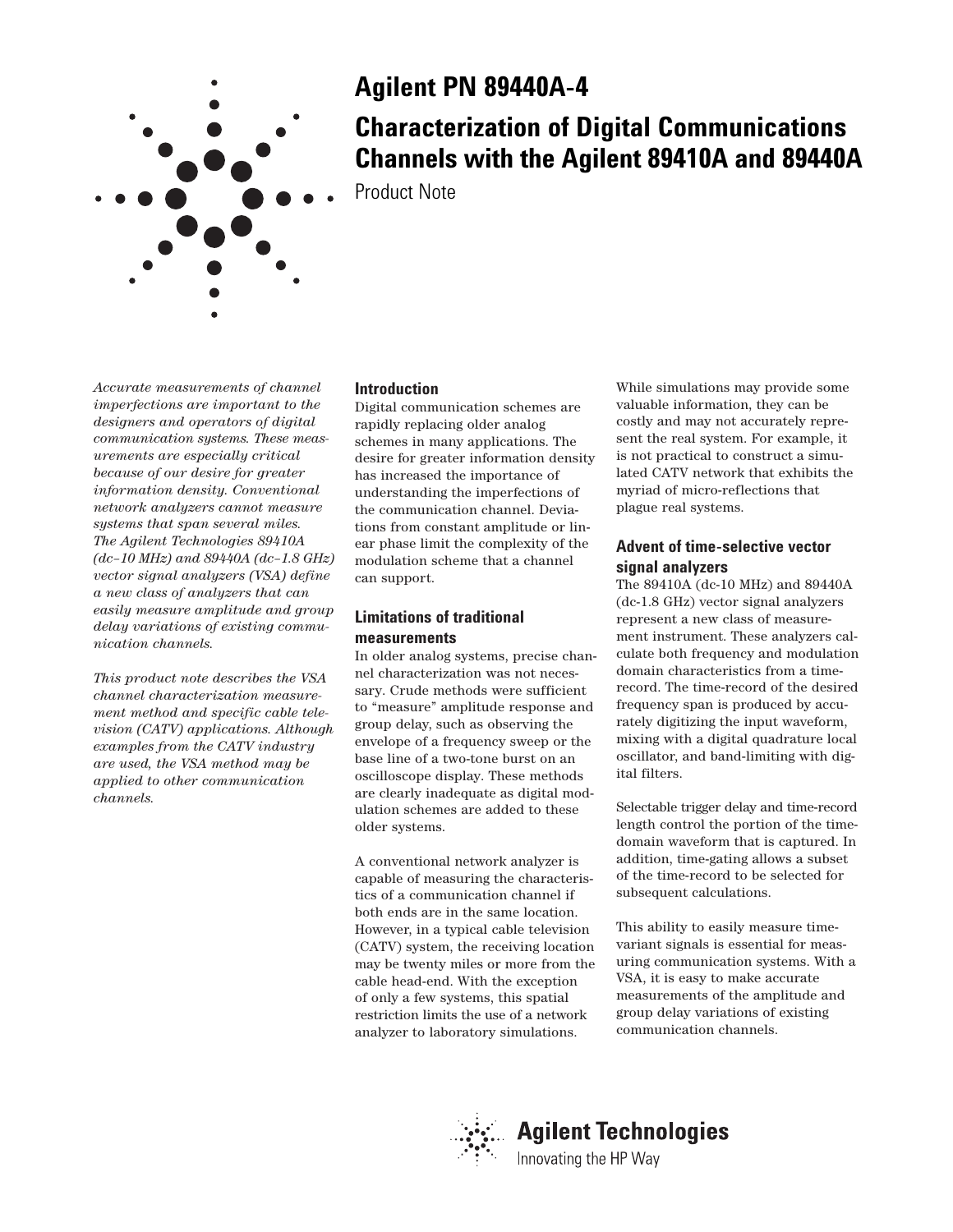# Agilent PN 89440A-4

# Characterization of Digital Communications Channels with the Agilent 89410A and 89440A

Product Note

*Accurate measurements of channel imperfections are important to the designers and operators of digital communication systems. These measurements are especially critical because of our desire for greater information density. Conventional network analyzers cannot measure systems that span several miles. The Agilent Technologies 89410A (dc–10 MHz) and 89440A (dc–1.8 GHz) vector signal analyzers (VSA) define a new class of analyzers that can easily measure amplitude and group delay variations of existing communication channels.*

*This product note describes the VSA channel characterization measurement method and specific cable television (CATV) applications. Although examples from the CATV industry are used, the VSA method may be applied to other communication channels.*

## Introduction

Digital communication schemes are rapidly replacing older analog schemes in many applications. The desire for greater information density has increased the importance of understanding the imperfections of the communication channel. Deviations from constant amplitude or linear phase limit the complexity of the modulation scheme that a channel can support.

## Limitations of traditional measurements

In older analog systems, precise channel characterization was not necessary. Crude methods were sufficient to "measure" amplitude response and group delay, such as observing the envelope of a frequency sweep or the base line of a two-tone burst on an oscilloscope display. These methods are clearly inadequate as digital modulation schemes are added to these older systems.

A conventional network analyzer is capable of measuring the characteristics of a communication channel if both ends are in the same location. However, in a typical cable television (CATV) system, the receiving location may be twenty miles or more from the cable head-end. With the exception of only a few systems, this spatial restriction limits the use of a network analyzer to laboratory simulations.

While simulations may provide some valuable information, they can be costly and may not accurately represent the real system. For example, it is not practical to construct a simulated CATV network that exhibits the myriad of micro-reflections that plague real systems.

## Advent of time-selective vector signal analyzers

The 89410A (dc-10 MHz) and 89440A (dc-1.8 GHz) vector signal analyzers represent a new class of measurement instrument. These analyzers calculate both frequency and modulation domain characteristics from a time-record. The time-record of the desired frequency span is produced by accurately digitizing the input waveform, mixing with a digital quadrature local oscillator, and band-limiting with digital filters.

Selectable trigger delay and time-record length control the portion of the time-domain waveform that is captured. In addition, time-gating allows a subset of the time-record to be selected for subsequent calculations.

This ability to easily measure time-variant signals is essential for measuring communication systems. With a VSA, it is easy to make accurate measurements of the amplitude and group delay variations of existing communication channels.

Agilent Technologies

Innovating the HP Way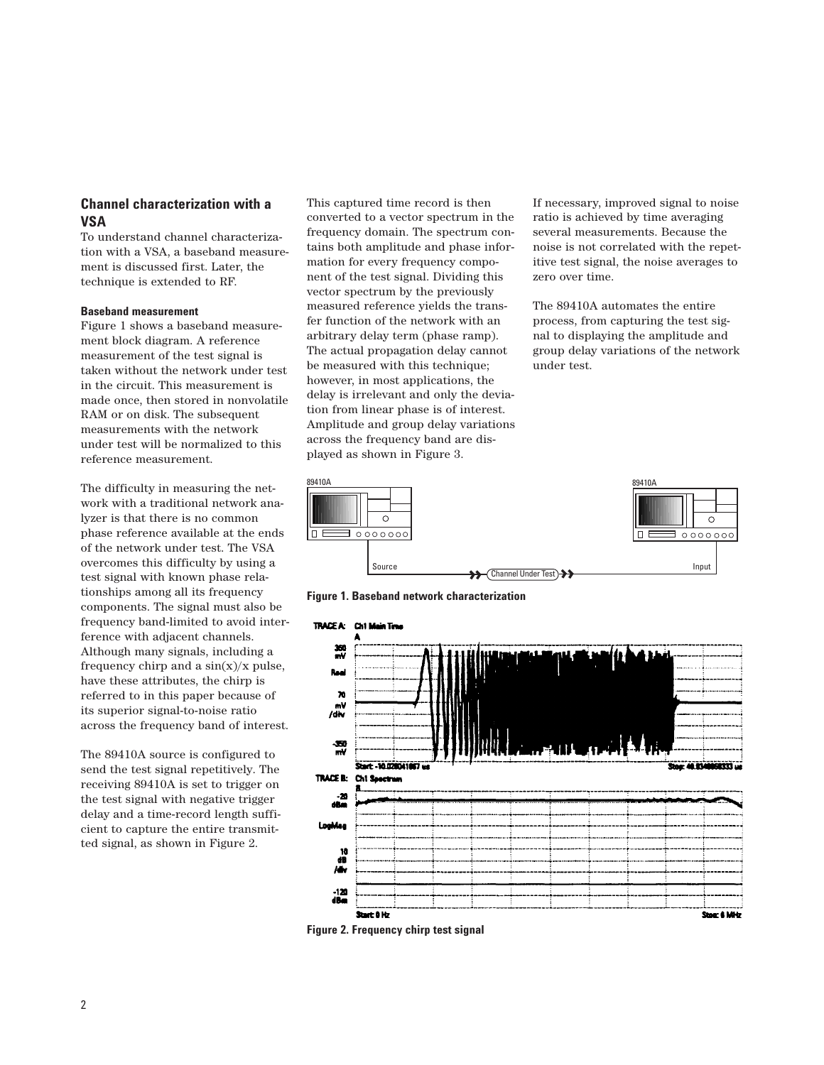## Channel characterization with a VSA

To understand channel characterization with a VSA, a baseband measurement is discussed first. Later, the technique is extended to RF.

### Baseband measurement

Figure 1 shows a baseband measurement block diagram. A reference measurement of the test signal is taken without the network under test in the circuit. This measurement is made once, then stored in nonvolatile RAM or on disk. The subsequent measurements with the network under test will be normalized to this reference measurement.

The difficulty in measuring the network with a traditional network analyzer is that there is no common phase reference available at the ends of the network under test. The VSA overcomes this difficulty by using a test signal with known phase relationships among all its frequency components. The signal must also be frequency band-limited to avoid interference with adjacent channels. Although many signals, including a frequency chirp and a sin(x)/x pulse, have these attributes, the chirp is referred to in this paper because of its superior signal-to-noise ratio across the frequency band of interest.

The 89410A source is configured to send the test signal repetitively. The receiving 89410A is set to trigger on the test signal with negative trigger delay and a time-record length sufficient to capture the entire transmitted signal, as shown in Figure 2.

This captured time record is then converted to a vector spectrum in the frequency domain. The spectrum contains both amplitude and phase information for every frequency component of the test signal. Dividing this vector spectrum by the previously measured reference yields the transfer function of the network with an arbitrary delay term (phase ramp). The actual propagation delay cannot be measured with this technique; however, in most applications, the delay is irrelevant and only the deviation from linear phase is of interest. Amplitude and group delay variations across the frequency band are displayed as shown in Figure 3.

If necessary, improved signal to noise ratio is achieved by time averaging several measurements. Because the noise is not correlated with the repetitive test signal, the noise averages to zero over time.

The 89410A automates the entire process, from capturing the test signal to displaying the amplitude and group delay variations of the network under test.

**Figure 1. Baseband network characterization**

**Figure 2. Frequency chirp test signal**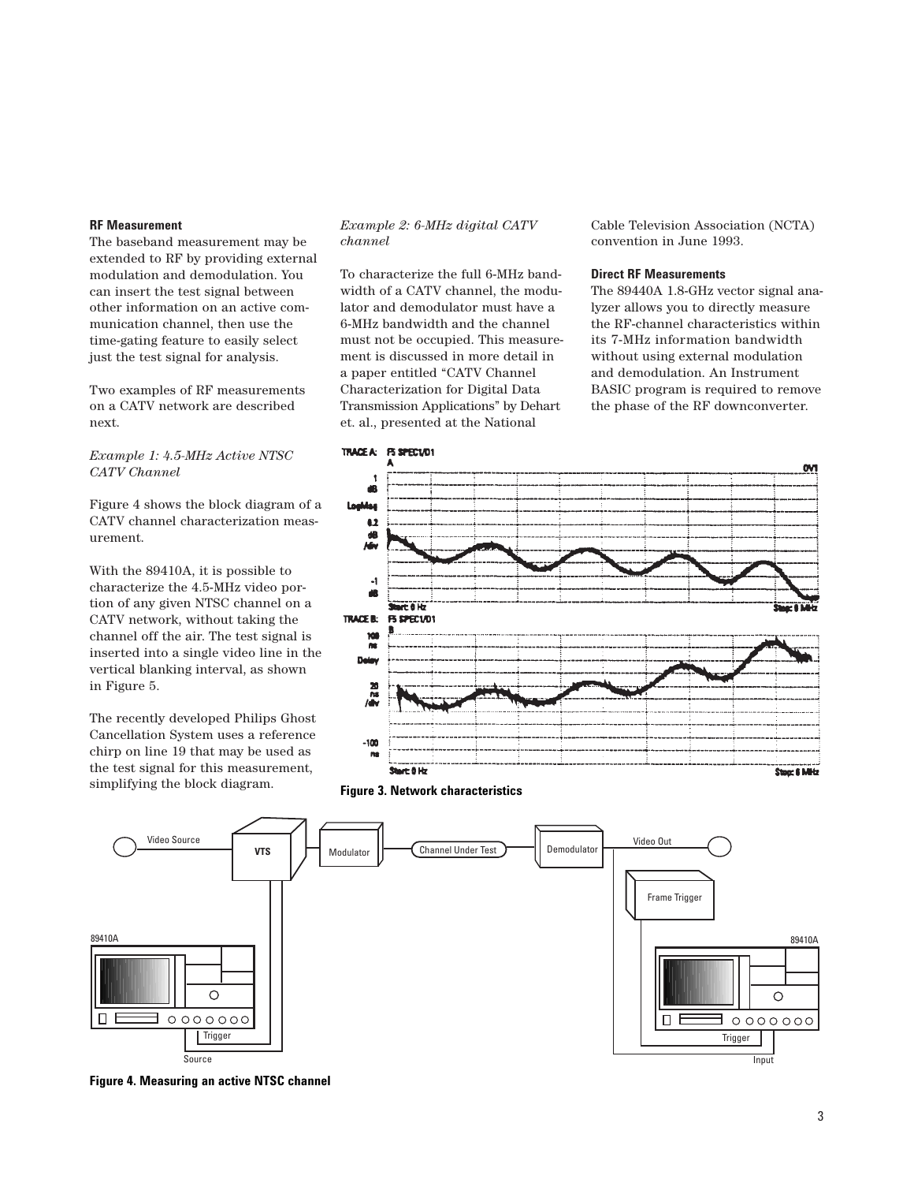### RF Measurement

The baseband measurement may be extended to RF by providing external modulation and demodulation. You can insert the test signal between other information on an active communication channel, then use the time-gating feature to easily select just the test signal for analysis.

Two examples of RF measurements on a CATV network are described next.

*Example 1: 4.5-MHz Active NTSC CATV Channel*

Figure 4 shows the block diagram of a CATV channel characterization measurement.

With the 89410A, it is possible to characterize the 4.5-MHz video portion of any given NTSC channel on a CATV network, without taking the channel off the air. The test signal is inserted into a single video line in the vertical blanking interval, as shown in Figure 5.

The recently developed Philips Ghost Cancellation System uses a reference chirp on line 19 that may be used as the test signal for this measurement, simplifying the block diagram.

*Example 2: 6-MHz digital CATV channel*

To characterize the full 6-MHz bandwidth of a CATV channel, the modulator and demodulator must have a 6-MHz bandwidth and the channel must not be occupied. This measurement is discussed in more detail in a paper entitled "CATV Channel Characterization for Digital Data Transmission Applications" by Dehart et. al., presented at the National Cable Television Association (NCTA) convention in June 1993.

### Direct RF Measurements

The 89440A 1.8-GHz vector signal analyzer allows you to directly measure the RF-channel characteristics within its 7-MHz information bandwidth without using external modulation and demodulation. An Instrument BASIC program is required to remove the phase of the RF downconverter.

**Figure 3. Network characteristics**

**Figure 4. Measuring an active NTSC channel**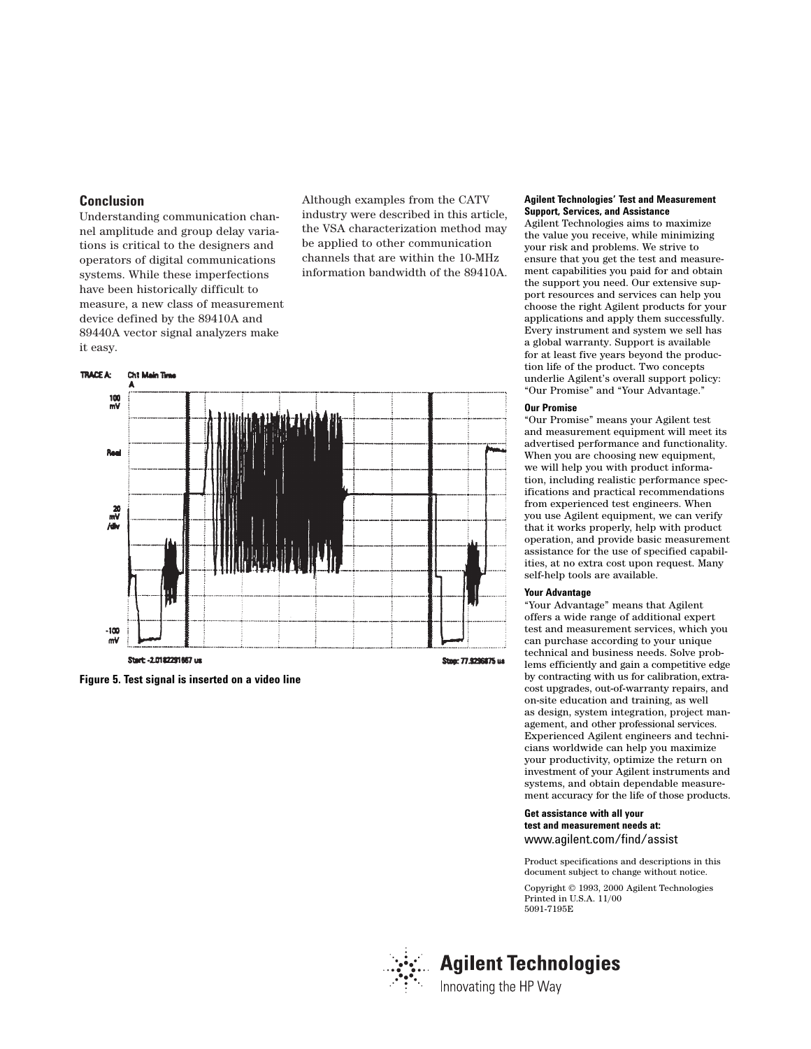## Conclusion

Understanding communication channel amplitude and group delay variations is critical to the designers and operators of digital communications systems. While these imperfections have been historically difficult to measure, a new class of measurement device defined by the 89410A and 89440A vector signal analyzers make it easy.

Although examples from the CATV industry were described in this article, the VSA characterization method may be applied to other communication channels that are within the 10-MHz information bandwidth of the 89410A.

TRACE A: Ch1 Main Time
A
100 mV
Real
20 mV /div
-100 mV
Start: -2.0182291667 us
Stop: 77.9296875 us

**Figure 5. Test signal is inserted on a video line**

#### Agilent Technologies' Test and Measurement Support, Services, and Assistance

Agilent Technologies aims to maximize the value you receive, while minimizing your risk and problems. We strive to ensure that you get the test and measurement capabilities you paid for and obtain the support you need. Our extensive support resources and services can help you choose the right Agilent products for your applications and apply them successfully. Every instrument and system we sell has a global warranty. Support is available for at least five years beyond the production life of the product. Two concepts underlie Agilent's overall support policy: "Our Promise" and "Your Advantage."

#### Our Promise

"Our Promise" means your Agilent test and measurement equipment will meet its advertised performance and functionality. When you are choosing new equipment, we will help you with product information, including realistic performance specifications and practical recommendations from experienced test engineers. When you use Agilent equipment, we can verify that it works properly, help with product operation, and provide basic measurement assistance for the use of specified capabilities, at no extra cost upon request. Many self-help tools are available.

#### Your Advantage

"Your Advantage" means that Agilent offers a wide range of additional expert test and measurement services, which you can purchase according to your unique technical and business needs. Solve problems efficiently and gain a competitive edge by contracting with us for calibration, extra-cost upgrades, out-of-warranty repairs, and on-site education and training, as well as design, system integration, project management, and other professional services. Experienced Agilent engineers and technicians worldwide can help you maximize your productivity, optimize the return on investment of your Agilent instruments and systems, and obtain dependable measurement accuracy for the life of those products.

**Get assistance with all your test and measurement needs at:**
www.agilent.com/find/assist

Product specifications and descriptions in this document subject to change without notice.

Copyright © 1993, 2000 Agilent Technologies
Printed in U.S.A. 11/00
5091-7195E

**Agilent Technologies**
Innovating the HP Way